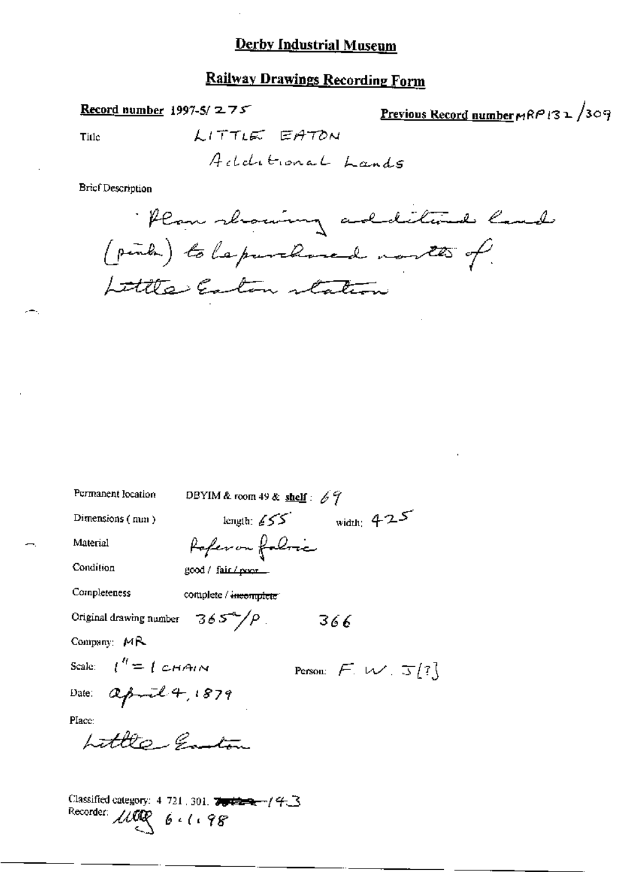# Derby Industrial Museum

## Railway Drawings Recording Form

**Record number** 1997-5/ 275

**Previous Record number** MRP132 /309

Title LITTLE EATON

Additional Lands

Brief Description

Plan showing additional land (pink) to be purchased north of Little Eaton station

Permanent location DBYIM & room 49 & **shelf**: 69

Dimensions (mm) length: 655 width: 425

Material Paper on fabric

Condition good / fair / ~~poor~~

Completeness complete / ~~incomplete~~

Original drawing number 365/P. 366

Company: MR

Scale: 1" = 1 CHAIN

Person: F. W. J[?]

Date: April 4, 1879

Place:

Little Eaton

Classified category: 4 721 . 301. ~~7~~ / 43

Recorder: [signature] 6 . 1 . 98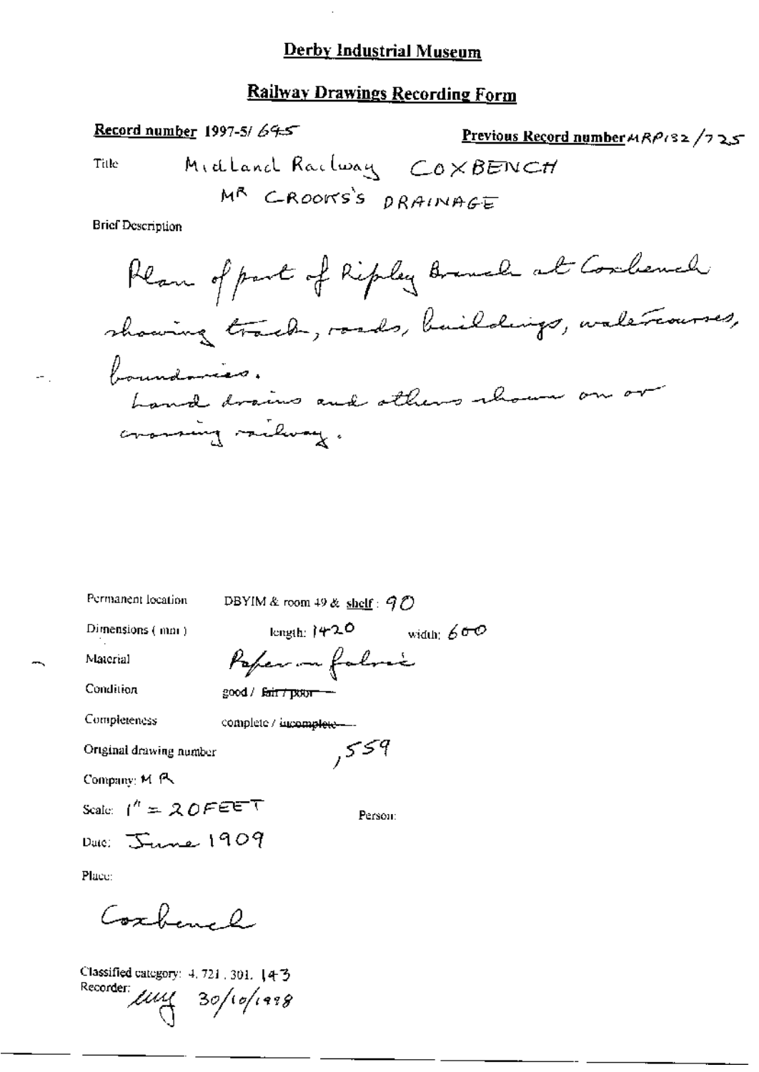## Derby Industrial Museum

## Railway Drawings Recording Form

**Record number** 1997-5/ 645

**Previous Record number** MRP132 /725

Title: Midland Railway COXBENCH
MR CROOKS'S DRAINAGE

Brief Description

Plan of part of Ripley Branch at Coxbench showing track, roads, buildings, watercourses, boundaries.
Land drains and others shown on or crossing railway.

Permanent location: DBYIM & room 49 & shelf: 90

Dimensions (mm): length: 1420 width: 600

Material: Paper on fabric

Condition: good / ~~fair / poor~~

Completeness: complete / ~~incomplete~~

Original drawing number: ,559

Company: M R

Scale: 1" = 20 FEET

Person:

Date: June 1909

Place:

Coxbench

Classified category: 4, 721, 301, 143

Recorder: *(initials)* 30/10/1998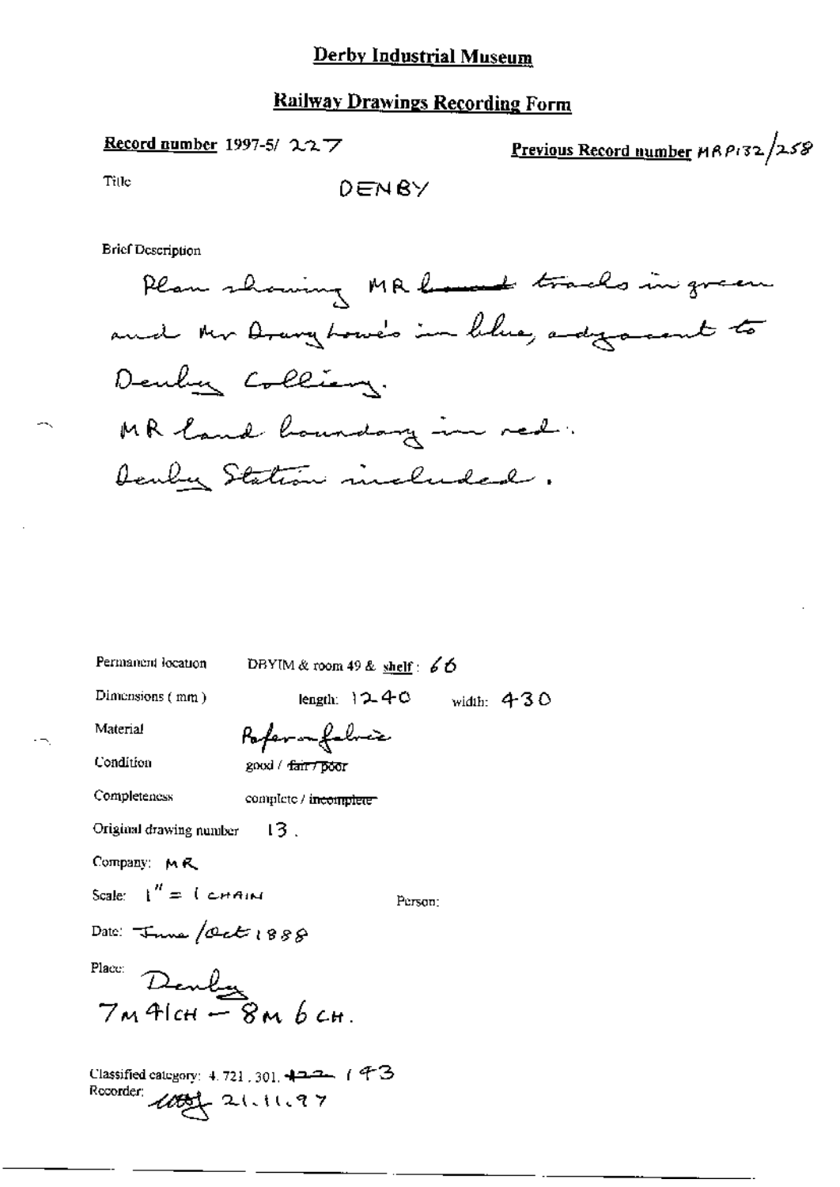# Derby Industrial Museum

## Railway Drawings Recording Form

**Record number** 1997-5/ 227

**Previous Record number** MRP132/258

Title DENBY

Brief Description

Plan showing MR ~~leased~~ tracks in green and Mr Drury Lowe's in blue, adjacent to Denby Colliery.
MR land boundary in red.
Denby Station included.

Permanent location DBYIM & room 49 & shelf: 66

Dimensions (mm) length: 1240 width: 430

Material Paper on fabric

Condition good / ~~fair / poor~~

Completeness complete / ~~incomplete~~

Original drawing number 13.

Company: MR

Scale: 1" = 1 CHAIN

Person:

Date: June /Oct 1888

Place: Denby
7M 41CH – 8M 6CH.

Classified category: 4. 721. 301. ~~422~~ 143

Recorder: [initials] 21.11.97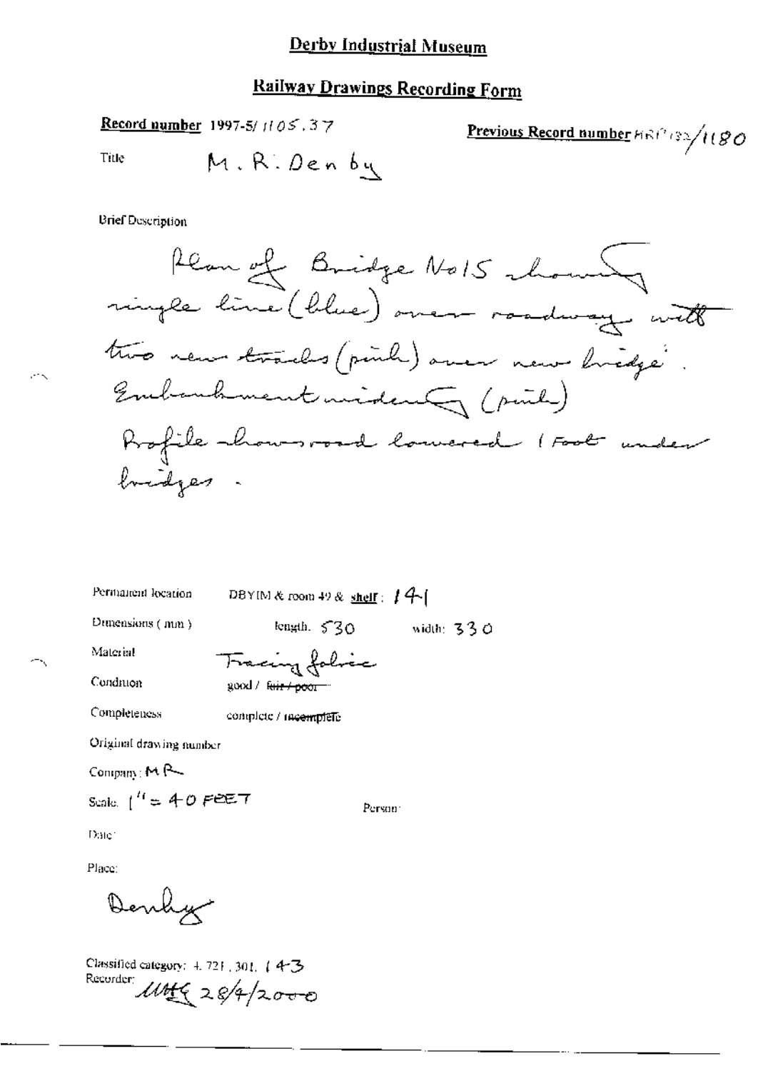# Derby Industrial Museum

## Railway Drawings Recording Form

**Record number** 1997-5/ 1105.37

**Previous Record number** MRP132/1180

Title M.R. Denby

Brief Description

Plan of Bridge No15 showing single line (blue) over roadway with two new tracks (pink) over new bridge. Embankment widening (pink) Profile shows road lowered 1 Foot under bridges.

Permanent location DBYIM & room 49 & **shelf**: 141

Dimensions (mm) length: 530 width: 330

Material Tracing fabric

Condition good / ~~fair / poor~~

Completeness complete / ~~incomplete~~

Original drawing number

Company: MR

Scale: 1" = 40 FEET Person:

Date:

Place:

Denby

Classified category: 4.721.301.143

Recorder: UUHG 28/4/2000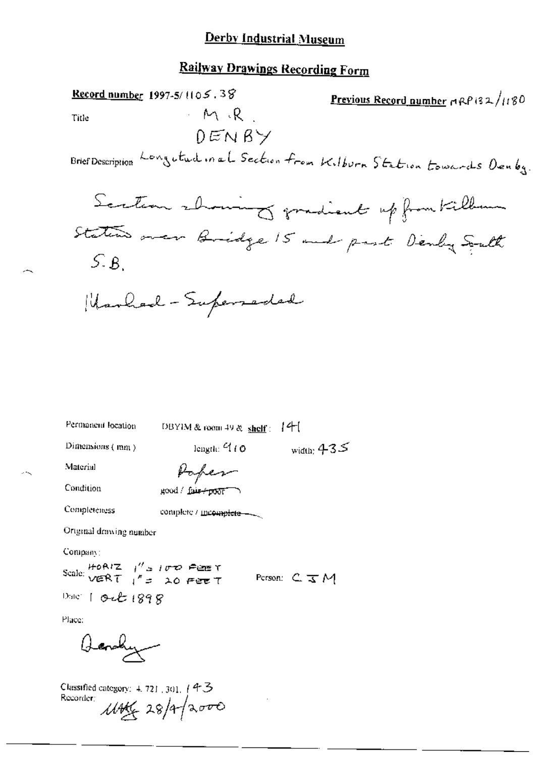# Derby Industrial Museum

## Railway Drawings Recording Form

**Record number** 1997-5/1105.38

**Previous Record number** MRP132/1180

Title M.R.
DENBY

Brief Description Longitudinal Section from Kilburn Station towards Denby.

Section showing gradient up from Kilburn Station over Bridge 15 and past Denby South S.B.

Marked - Superseded

Permanent location DBYIM & room 49 & **shelf**: 141

Dimensions (mm) length: 910 width: 435

Material Paper

Condition good / ~~fair / poor~~

Completeness complete / ~~incomplete~~

Original drawing number

Company:

Scale: HORIZ 1" = 100 FEET
VERT 1" = 20 FEET

Person: CJM

Date: 1 Oct 1898

Place:

Denby

Classified category: 4.721.301.143

Recorder: MAG 28/4/2000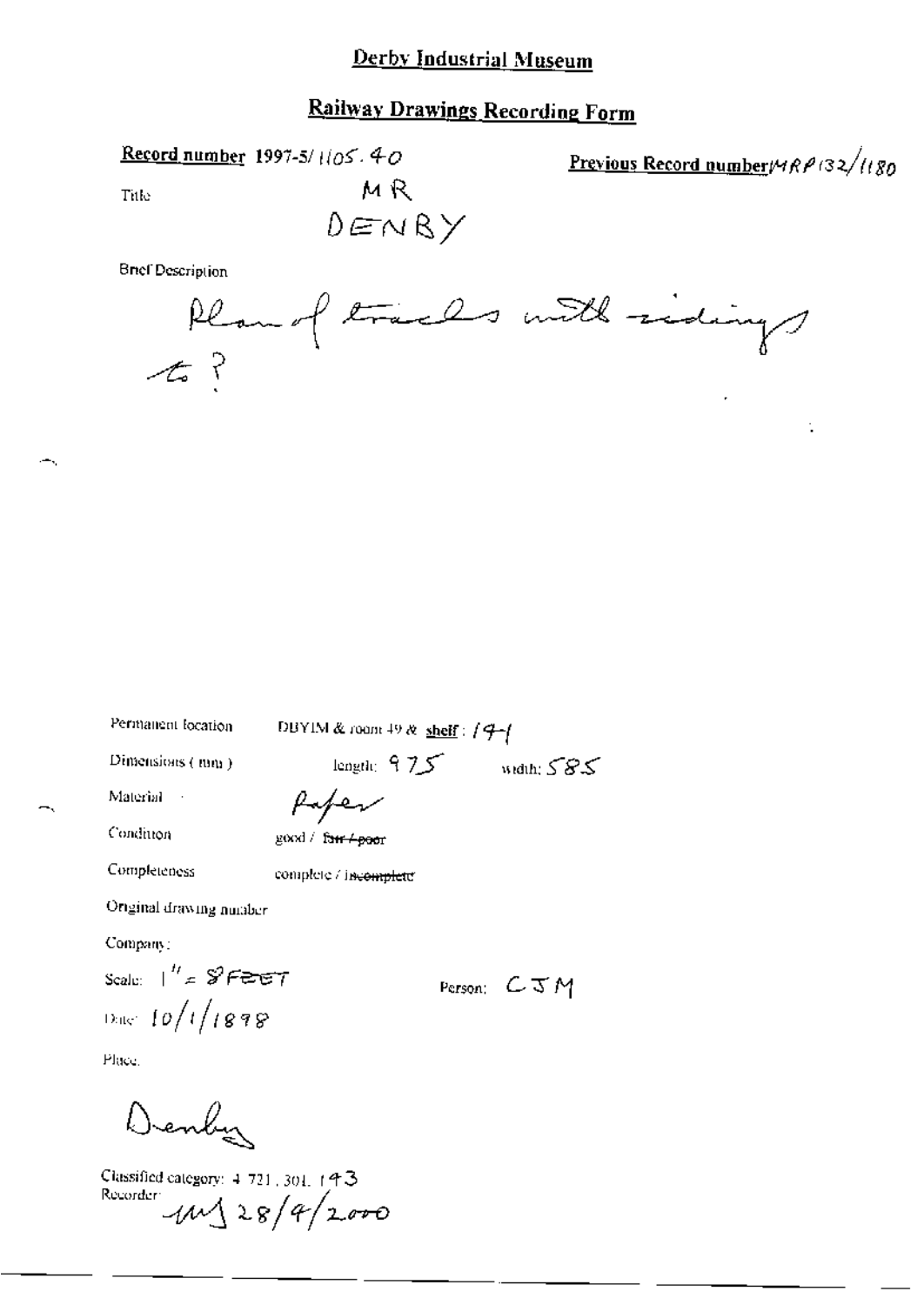# Derby Industrial Museum

## Railway Drawings Recording Form

**Record number** 1997-5/1105.40

**Previous Record number** MRP132/1180

Title

MR
DENBY

Brief Description

Plan of tracks with sidings to ?

Permanent location: DBYIM & room 49 & **shelf**: 14-1

Dimensions (mm): length: 975 width: 585

Material: Paper

Condition: good / ~~fair / poor~~

Completeness: complete / ~~incomplete~~

Original drawing number

Company:

Scale: 1" = 8 FEET

Person: CJM

Date: 10/1/1898

Place:

Denby

Classified category: 4.721.301.143

Recorder: MJ 28/4/2000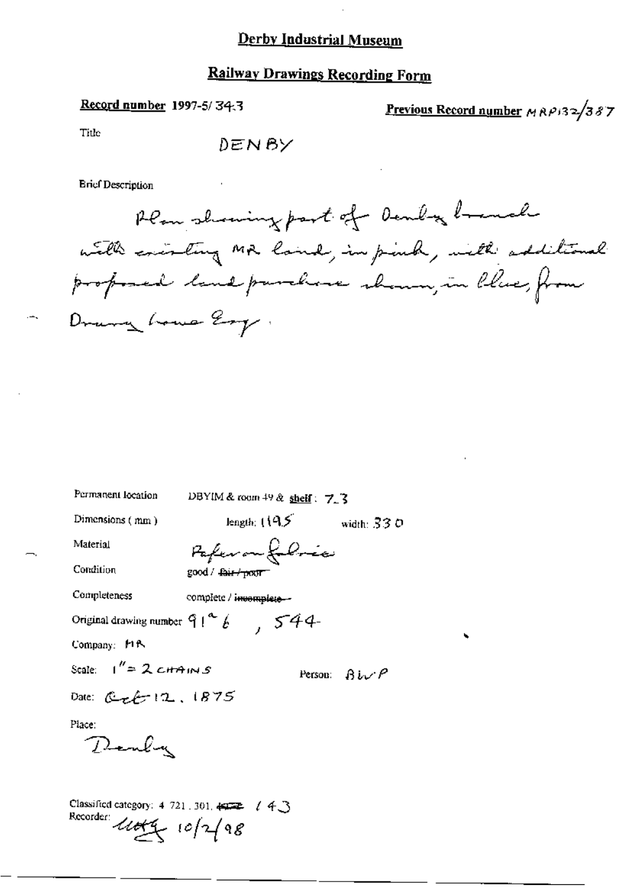# Derby Industrial Museum

## Railway Drawings Recording Form

**Record number** 1997-5/343

**Previous Record number** MRP132/387

Title

DENBY

Brief Description

Plan showing part of Denby branch with existing MR land, in pink, with additional proposed land purchase shown, in blue, from Drury Lowe Esq.

Permanent location DBYIM & room 49 & **shelf**: 7.3

Dimensions (mm) length: 1195 width: 330

Material Paper on fabric

Condition good / ~~fair / poor~~

Completeness complete / ~~incomplete~~

Original drawing number 91a6 , 544

Company: MR

Scale: 1" = 2 CHAINS

Person: BWP

Date: Oct 12. 1875

Place:

Denby

Classified category: 4 721 . 301. ~~4~~ 143

Recorder: [illegible signature] 10/2/98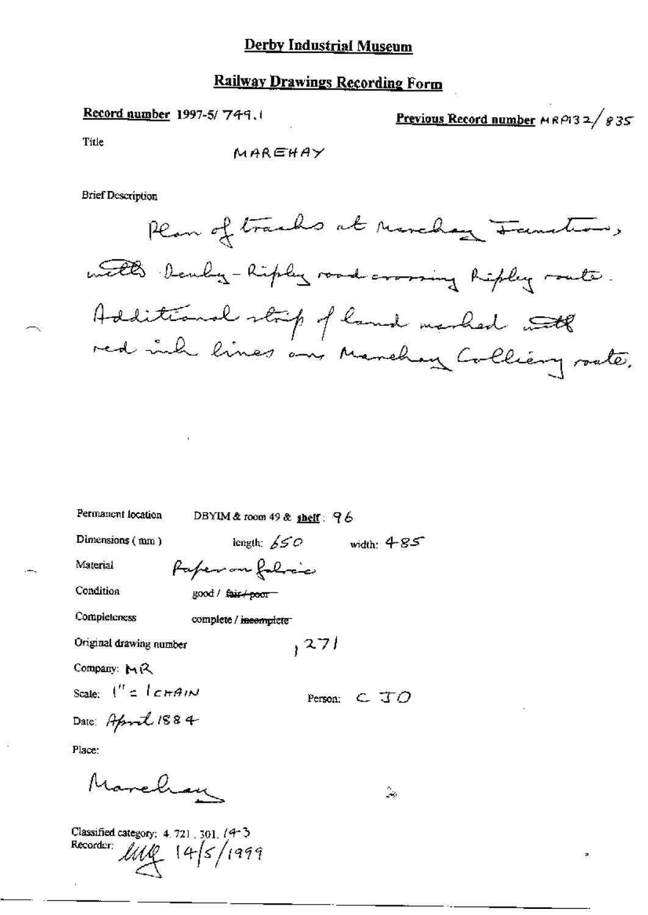# Derby Industrial Museum

## Railway Drawings Recording Form

**Record number** 1997-5/ 749.1

**Previous Record number** MRP132/835

Title

MAREHAY

Brief Description

Plan of tracks at Marehay Junction, with Denby - Ripley road crossing Ripley route. Additional strip of land marked with red ink lines on Marehay Colliery route.

Permanent location DBYIM & room 49 & shelf: 96

Dimensions (mm) length: 650 width: 485

Material Paper on fabric

Condition good / ~~fair / poor~~

Completeness complete / ~~incomplete~~

Original drawing number ,271

Company: MR

Scale: 1" = 1 CHAIN

Person: C JO

Date: April 1884

Place:

Marehay

Classified category: 4.721.301.14-3

Recorder: MLG 14/5/1999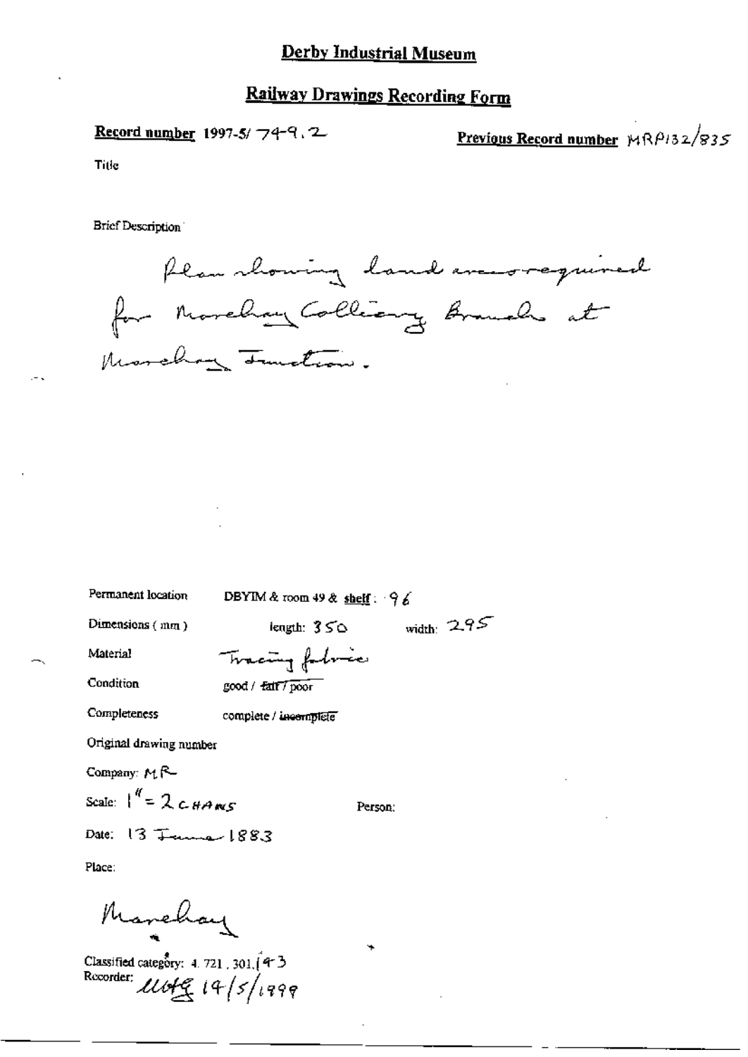# Derby Industrial Museum

## Railway Drawings Recording Form

**Record number** 1997-5/ 749.2

**Previous Record number** MRP132/835

Title

Brief Description

Plan showing land area required for Marehay Colliery Branch at Marehay Junction.

Permanent location: DBYIM & room 49 & shelf: 96

Dimensions (mm): length: 350 width: 295

Material: Tracing fabric

Condition: good / ~~fair / poor~~

Completeness: complete / ~~incomplete~~

Original drawing number

Company: MR

Scale: 1" = 2 CHAINS

Person:

Date: 13 June 1883

Place:

Marehay

Classified category: 4. 721, 301, 143

Recorder: uotg 19/5/1999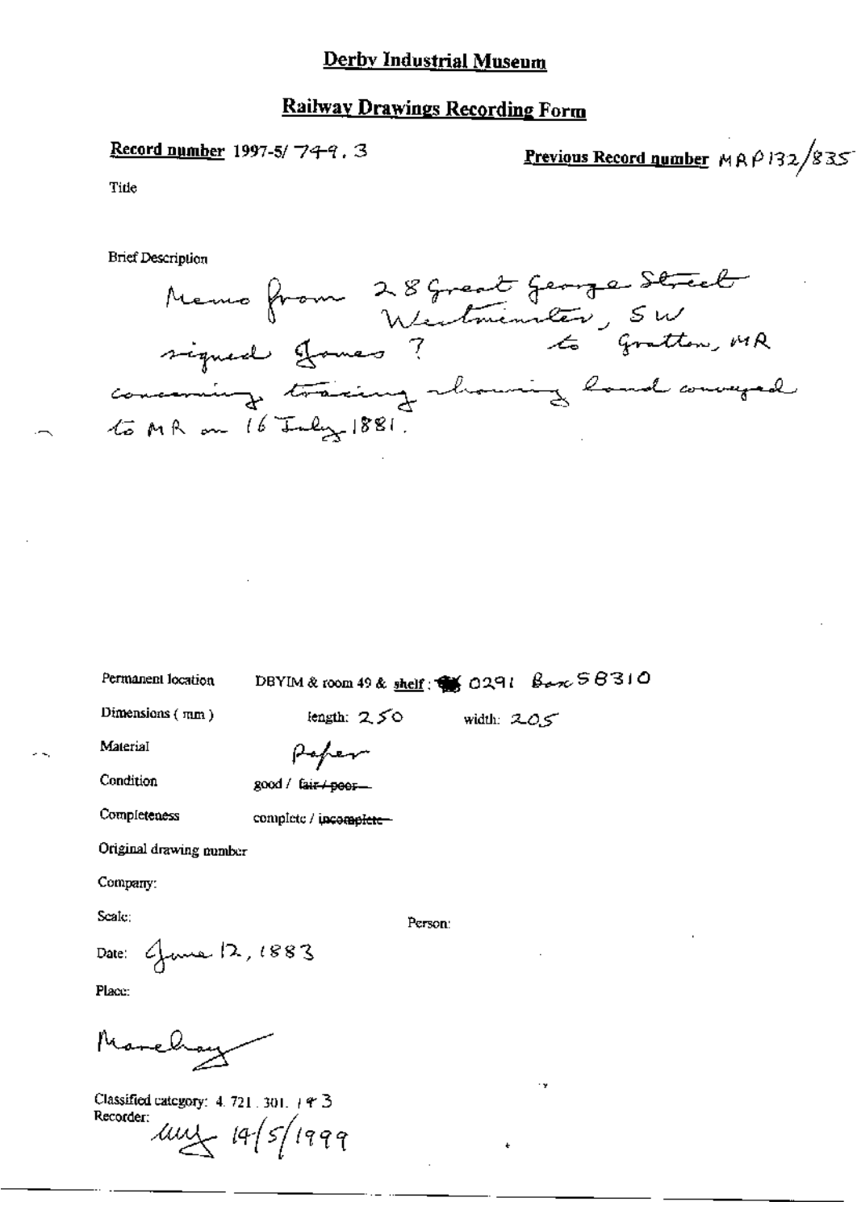# Derby Industrial Museum

## Railway Drawings Recording Form

**Record number** 1997-5/ 749 . 3

**Previous Record number** MAP132/835

Title

Brief Description

Memo from 28 Great George Street Westminster, SW signed James ? to Gratton, MR concerning tracing showing land conveyed to MR on 16 July 1881.

Permanent location DBYIM & room 49 & shelf : 0291 Box 58310

Dimensions ( mm ) length: 250 width: 205

Material Paper

Condition good / ~~fair / poor~~

Completeness complete / ~~incomplete~~

Original drawing number

Company:

Scale: Person:

Date: June 12, 1883

Place:

Marehay

Classified category: 4. 721 . 301. 143

Recorder: 14/5/1999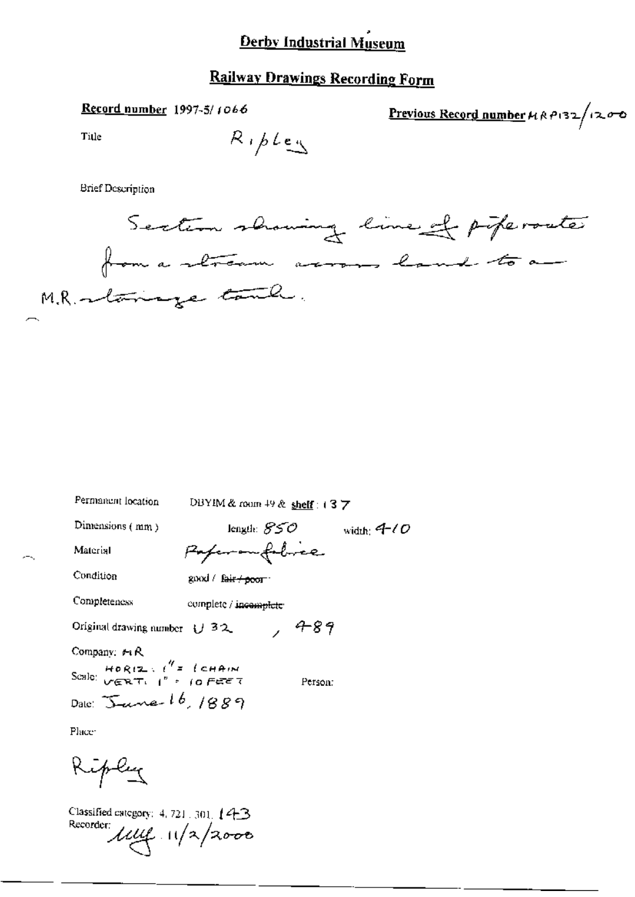# Derby Industrial Museum

## Railway Drawings Recording Form

**Record number** 1997-5/1066

**Previous Record number** MRP132/1200

Title Ripley

Brief Description

Section showing line of pipe route from a stream across land to a M.R. storage tank.

Permanent location DBYIM & room 49 & **shelf** : 137

Dimensions (mm) length: 850 width: 410

Material Paper on fabric

Condition good / ~~fair / poor~~

Completeness complete / ~~incomplete~~

Original drawing number U 32 , 489

Company: MR

Scale: HORIZ: 1" = 1 CHAIN VERT: 1" = 10 FEET

Person:

Date: June 16, 1889

Place:

Ripley

Classified category: 4, 721, 301, 143

Recorder: MLF 11/2/2000